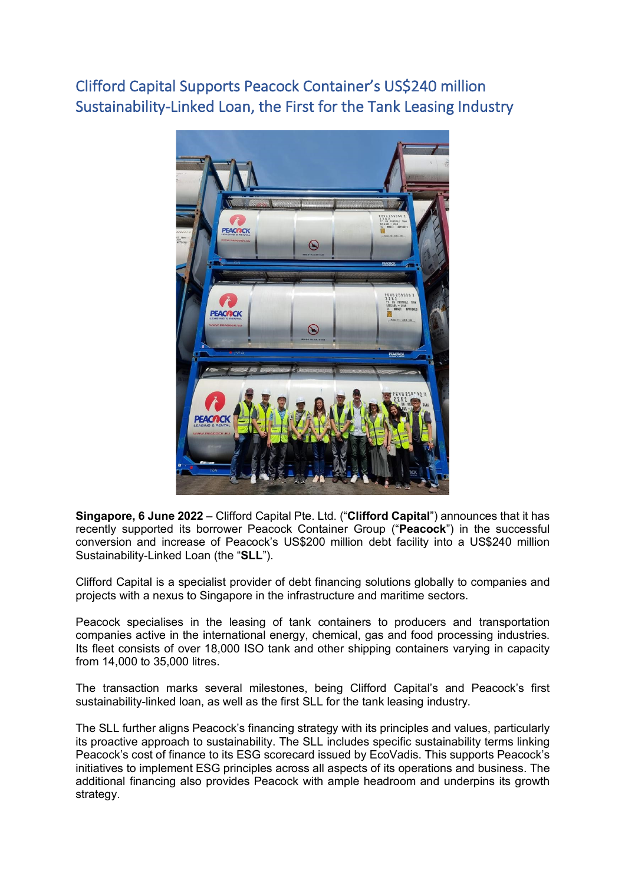# Clifford Capital Supports Peacock Container's US$240 million Sustainability-Linked Loan, the First for the Tank Leasing Industry

**Singapore, 6 June 2022** – Clifford Capital Pte. Ltd. ("**Clifford Capital**") announces that it has recently supported its borrower Peacock Container Group ("**Peacock**") in the successful conversion and increase of Peacock's US$200 million debt facility into a US$240 million Sustainability-Linked Loan (the "**SLL**").

Clifford Capital is a specialist provider of debt financing solutions globally to companies and projects with a nexus to Singapore in the infrastructure and maritime sectors.

Peacock specialises in the leasing of tank containers to producers and transportation companies active in the international energy, chemical, gas and food processing industries. Its fleet consists of over 18,000 ISO tank and other shipping containers varying in capacity from 14,000 to 35,000 litres.

The transaction marks several milestones, being Clifford Capital's and Peacock's first sustainability-linked loan, as well as the first SLL for the tank leasing industry.

The SLL further aligns Peacock's financing strategy with its principles and values, particularly its proactive approach to sustainability. The SLL includes specific sustainability terms linking Peacock's cost of finance to its ESG scorecard issued by EcoVadis. This supports Peacock's initiatives to implement ESG principles across all aspects of its operations and business. The additional financing also provides Peacock with ample headroom and underpins its growth strategy.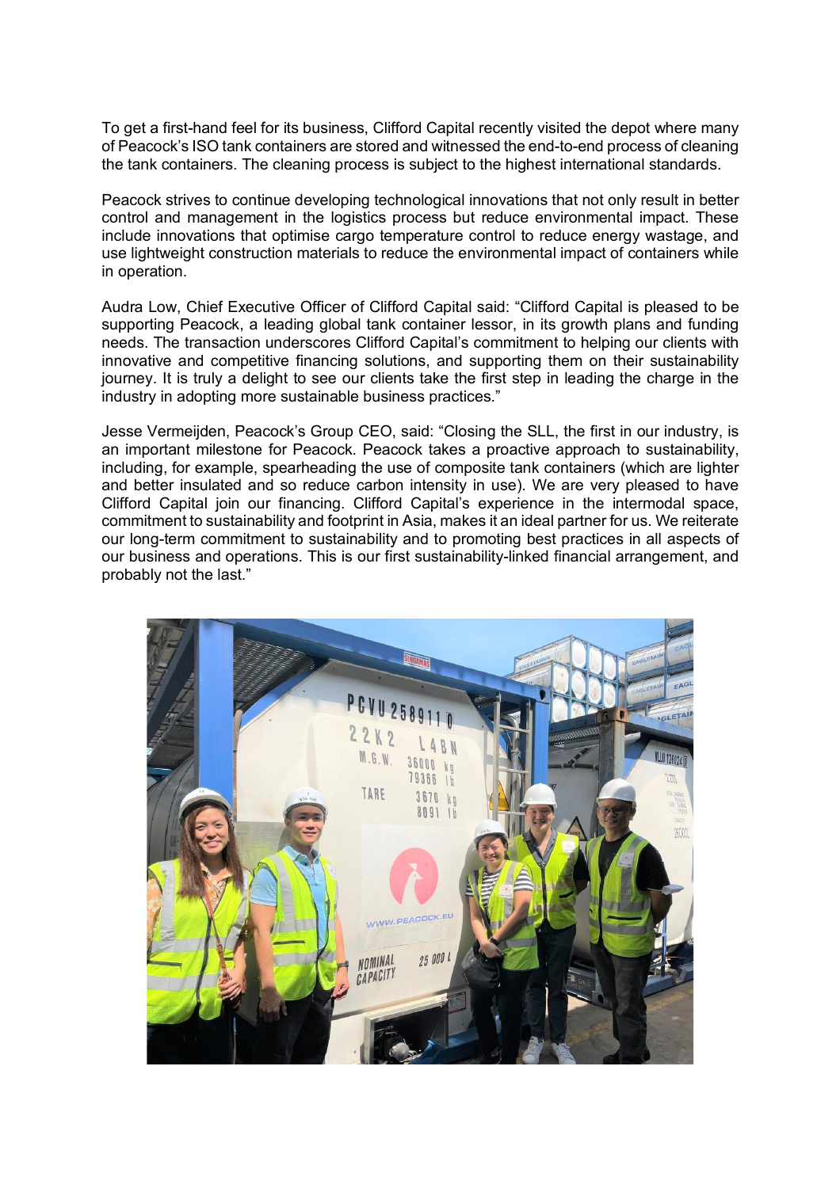To get a first-hand feel for its business, Clifford Capital recently visited the depot where many of Peacock's ISO tank containers are stored and witnessed the end-to-end process of cleaning the tank containers. The cleaning process is subject to the highest international standards.

Peacock strives to continue developing technological innovations that not only result in better control and management in the logistics process but reduce environmental impact. These include innovations that optimise cargo temperature control to reduce energy wastage, and use lightweight construction materials to reduce the environmental impact of containers while in operation.

Audra Low, Chief Executive Officer of Clifford Capital said: "Clifford Capital is pleased to be supporting Peacock, a leading global tank container lessor, in its growth plans and funding needs. The transaction underscores Clifford Capital's commitment to helping our clients with innovative and competitive financing solutions, and supporting them on their sustainability journey. It is truly a delight to see our clients take the first step in leading the charge in the industry in adopting more sustainable business practices."

Jesse Vermeijden, Peacock's Group CEO, said: "Closing the SLL, the first in our industry, is an important milestone for Peacock. Peacock takes a proactive approach to sustainability, including, for example, spearheading the use of composite tank containers (which are lighter and better insulated and so reduce carbon intensity in use). We are very pleased to have Clifford Capital join our financing. Clifford Capital's experience in the intermodal space, commitment to sustainability and footprint in Asia, makes it an ideal partner for us. We reiterate our long-term commitment to sustainability and to promoting best practices in all aspects of our business and operations. This is our first sustainability-linked financial arrangement, and probably not the last."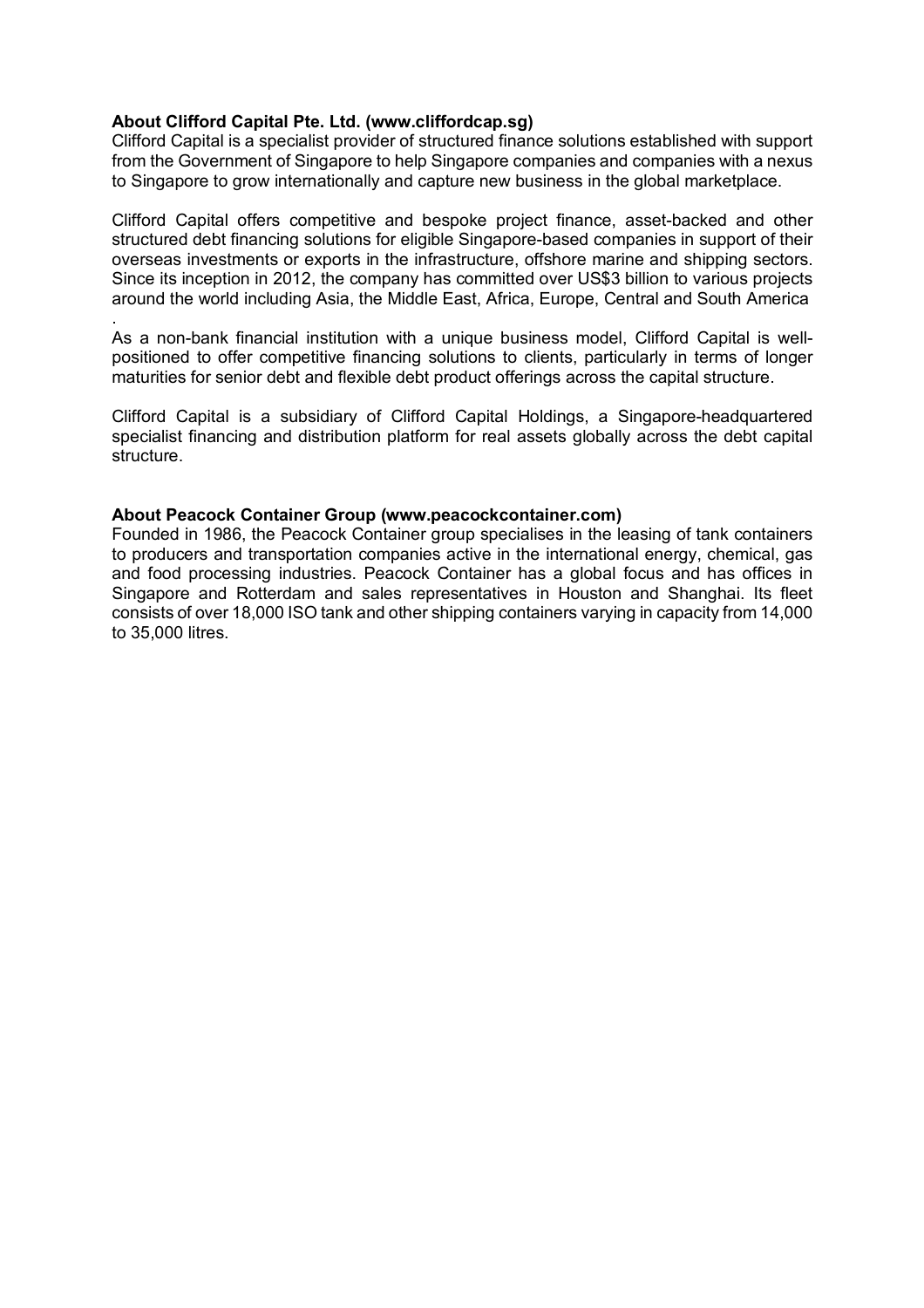**About Clifford Capital Pte. Ltd. (www.cliffordcap.sg)**
Clifford Capital is a specialist provider of structured finance solutions established with support from the Government of Singapore to help Singapore companies and companies with a nexus to Singapore to grow internationally and capture new business in the global marketplace.

Clifford Capital offers competitive and bespoke project finance, asset-backed and other structured debt financing solutions for eligible Singapore-based companies in support of their overseas investments or exports in the infrastructure, offshore marine and shipping sectors. Since its inception in 2012, the company has committed over US$3 billion to various projects around the world including Asia, the Middle East, Africa, Europe, Central and South America
.
As a non-bank financial institution with a unique business model, Clifford Capital is well-positioned to offer competitive financing solutions to clients, particularly in terms of longer maturities for senior debt and flexible debt product offerings across the capital structure.

Clifford Capital is a subsidiary of Clifford Capital Holdings, a Singapore-headquartered specialist financing and distribution platform for real assets globally across the debt capital structure.

**About Peacock Container Group (www.peacockcontainer.com)**
Founded in 1986, the Peacock Container group specialises in the leasing of tank containers to producers and transportation companies active in the international energy, chemical, gas and food processing industries. Peacock Container has a global focus and has offices in Singapore and Rotterdam and sales representatives in Houston and Shanghai. Its fleet consists of over 18,000 ISO tank and other shipping containers varying in capacity from 14,000 to 35,000 litres.